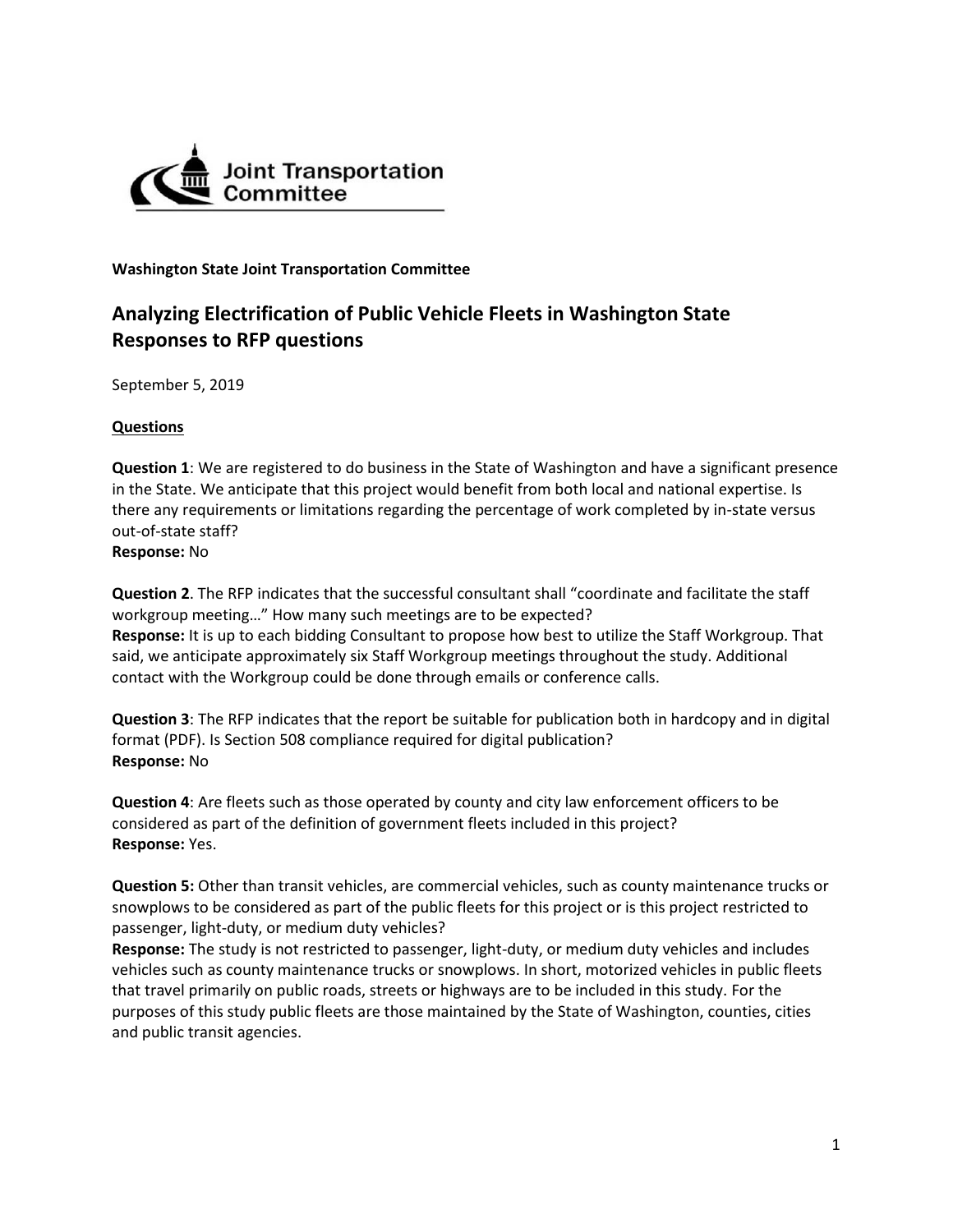Joint Transportation Committee

**Washington State Joint Transportation Committee**

## Analyzing Electrification of Public Vehicle Fleets in Washington State
## Responses to RFP questions

September 5, 2019

**Questions**

**Question 1**: We are registered to do business in the State of Washington and have a significant presence in the State. We anticipate that this project would benefit from both local and national expertise. Is there any requirements or limitations regarding the percentage of work completed by in-state versus out-of-state staff?
**Response:** No

**Question 2**. The RFP indicates that the successful consultant shall "coordinate and facilitate the staff workgroup meeting…" How many such meetings are to be expected?
**Response:** It is up to each bidding Consultant to propose how best to utilize the Staff Workgroup. That said, we anticipate approximately six Staff Workgroup meetings throughout the study. Additional contact with the Workgroup could be done through emails or conference calls.

**Question 3**: The RFP indicates that the report be suitable for publication both in hardcopy and in digital format (PDF). Is Section 508 compliance required for digital publication?
**Response:** No

**Question 4**: Are fleets such as those operated by county and city law enforcement officers to be considered as part of the definition of government fleets included in this project?
**Response:** Yes.

**Question 5:** Other than transit vehicles, are commercial vehicles, such as county maintenance trucks or snowplows to be considered as part of the public fleets for this project or is this project restricted to passenger, light-duty, or medium duty vehicles?
**Response:** The study is not restricted to passenger, light-duty, or medium duty vehicles and includes vehicles such as county maintenance trucks or snowplows. In short, motorized vehicles in public fleets that travel primarily on public roads, streets or highways are to be included in this study. For the purposes of this study public fleets are those maintained by the State of Washington, counties, cities and public transit agencies.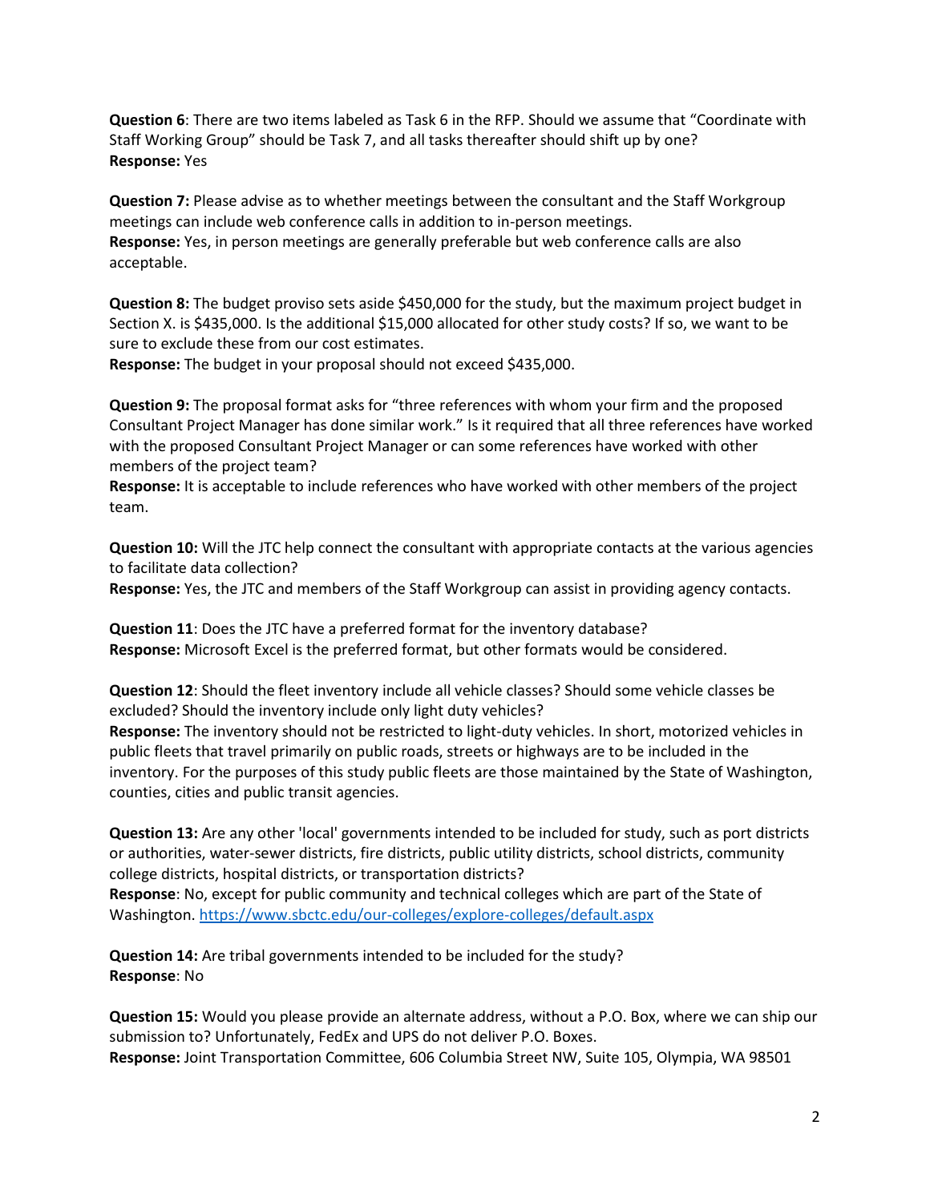**Question 6**: There are two items labeled as Task 6 in the RFP. Should we assume that "Coordinate with Staff Working Group" should be Task 7, and all tasks thereafter should shift up by one?
**Response:** Yes

**Question 7:** Please advise as to whether meetings between the consultant and the Staff Workgroup meetings can include web conference calls in addition to in-person meetings.
**Response:** Yes, in person meetings are generally preferable but web conference calls are also acceptable.

**Question 8:** The budget proviso sets aside $450,000 for the study, but the maximum project budget in Section X. is $435,000. Is the additional $15,000 allocated for other study costs? If so, we want to be sure to exclude these from our cost estimates.
**Response:** The budget in your proposal should not exceed $435,000.

**Question 9:** The proposal format asks for "three references with whom your firm and the proposed Consultant Project Manager has done similar work." Is it required that all three references have worked with the proposed Consultant Project Manager or can some references have worked with other members of the project team?
**Response:** It is acceptable to include references who have worked with other members of the project team.

**Question 10:** Will the JTC help connect the consultant with appropriate contacts at the various agencies to facilitate data collection?
**Response:** Yes, the JTC and members of the Staff Workgroup can assist in providing agency contacts.

**Question 11**: Does the JTC have a preferred format for the inventory database?
**Response:** Microsoft Excel is the preferred format, but other formats would be considered.

**Question 12**: Should the fleet inventory include all vehicle classes? Should some vehicle classes be excluded? Should the inventory include only light duty vehicles?
**Response:** The inventory should not be restricted to light-duty vehicles. In short, motorized vehicles in public fleets that travel primarily on public roads, streets or highways are to be included in the inventory. For the purposes of this study public fleets are those maintained by the State of Washington, counties, cities and public transit agencies.

**Question 13:** Are any other 'local' governments intended to be included for study, such as port districts or authorities, water-sewer districts, fire districts, public utility districts, school districts, community college districts, hospital districts, or transportation districts?
**Response**: No, except for public community and technical colleges which are part of the State of Washington. https://www.sbctc.edu/our-colleges/explore-colleges/default.aspx

**Question 14:** Are tribal governments intended to be included for the study?
**Response**: No

**Question 15:** Would you please provide an alternate address, without a P.O. Box, where we can ship our submission to? Unfortunately, FedEx and UPS do not deliver P.O. Boxes.
**Response:** Joint Transportation Committee, 606 Columbia Street NW, Suite 105, Olympia, WA 98501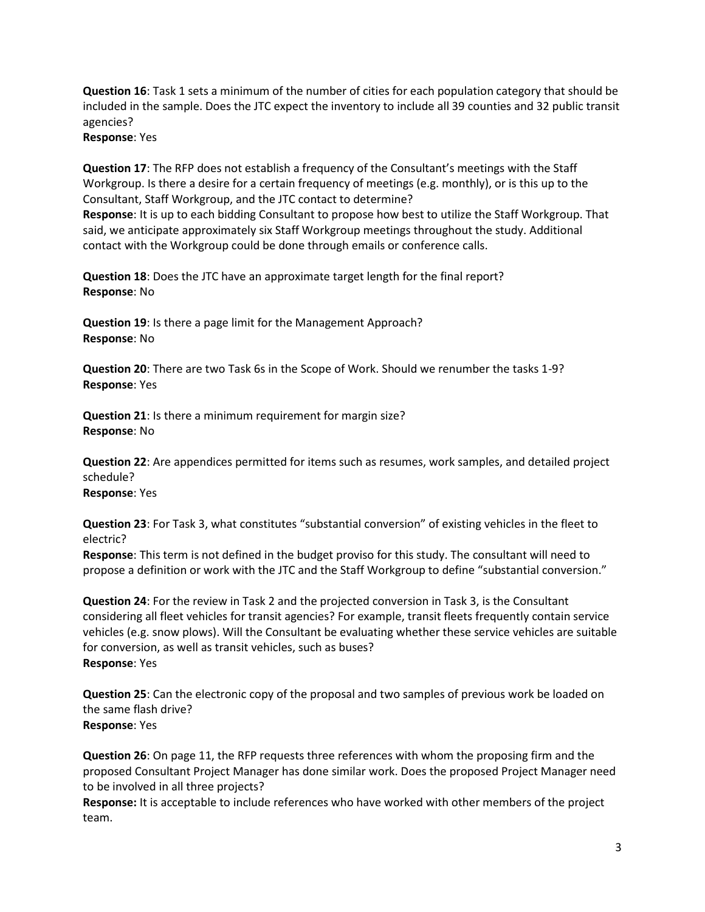**Question 16**: Task 1 sets a minimum of the number of cities for each population category that should be included in the sample. Does the JTC expect the inventory to include all 39 counties and 32 public transit agencies?
**Response**: Yes

**Question 17**: The RFP does not establish a frequency of the Consultant's meetings with the Staff Workgroup. Is there a desire for a certain frequency of meetings (e.g. monthly), or is this up to the Consultant, Staff Workgroup, and the JTC contact to determine?
**Response**: It is up to each bidding Consultant to propose how best to utilize the Staff Workgroup. That said, we anticipate approximately six Staff Workgroup meetings throughout the study. Additional contact with the Workgroup could be done through emails or conference calls.

**Question 18**: Does the JTC have an approximate target length for the final report?
**Response**: No

**Question 19**: Is there a page limit for the Management Approach?
**Response**: No

**Question 20**: There are two Task 6s in the Scope of Work. Should we renumber the tasks 1-9?
**Response**: Yes

**Question 21**: Is there a minimum requirement for margin size?
**Response**: No

**Question 22**: Are appendices permitted for items such as resumes, work samples, and detailed project schedule?
**Response**: Yes

**Question 23**: For Task 3, what constitutes "substantial conversion" of existing vehicles in the fleet to electric?
**Response**: This term is not defined in the budget proviso for this study. The consultant will need to propose a definition or work with the JTC and the Staff Workgroup to define "substantial conversion."

**Question 24**: For the review in Task 2 and the projected conversion in Task 3, is the Consultant considering all fleet vehicles for transit agencies? For example, transit fleets frequently contain service vehicles (e.g. snow plows). Will the Consultant be evaluating whether these service vehicles are suitable for conversion, as well as transit vehicles, such as buses?
**Response**: Yes

**Question 25**: Can the electronic copy of the proposal and two samples of previous work be loaded on the same flash drive?
**Response**: Yes

**Question 26**: On page 11, the RFP requests three references with whom the proposing firm and the proposed Consultant Project Manager has done similar work. Does the proposed Project Manager need to be involved in all three projects?
**Response:** It is acceptable to include references who have worked with other members of the project team.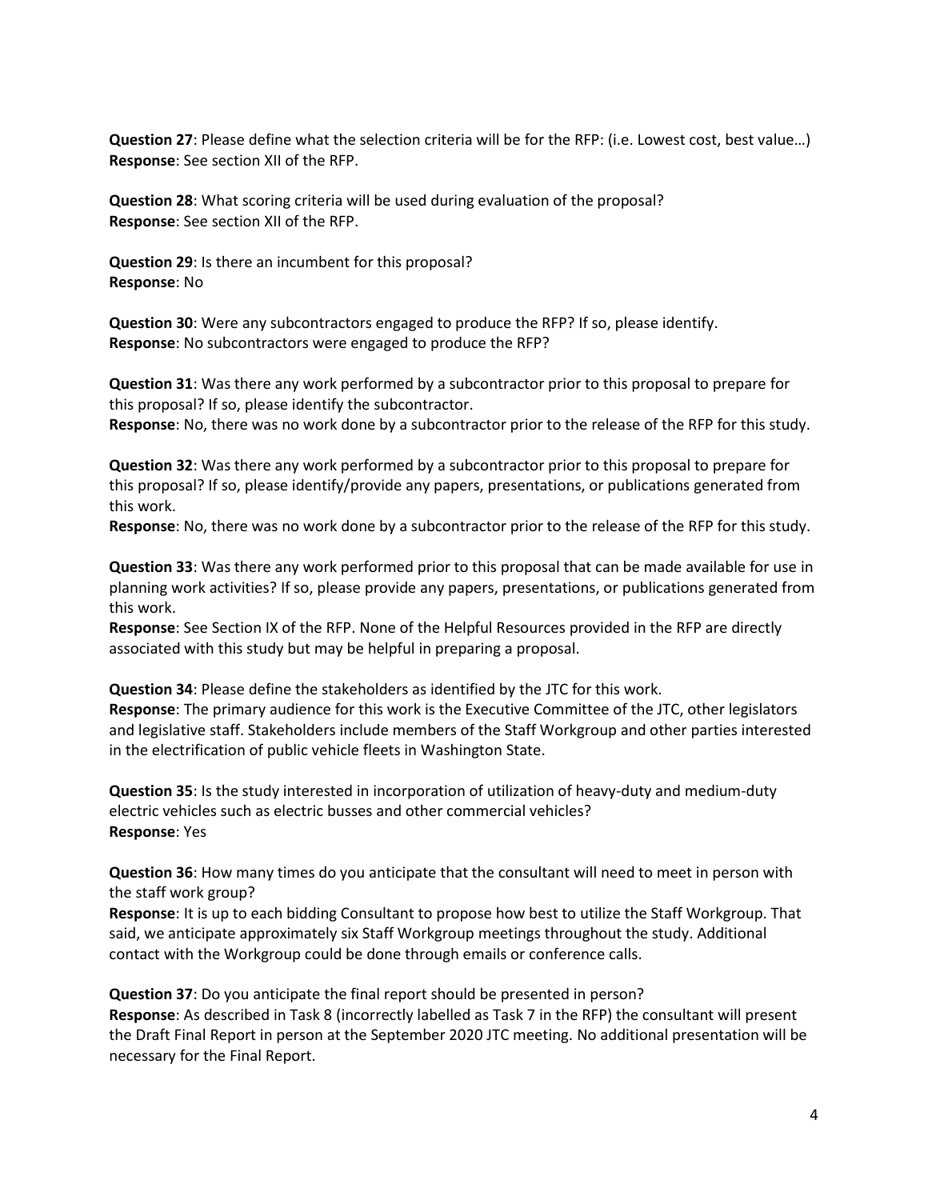**Question 27**: Please define what the selection criteria will be for the RFP: (i.e. Lowest cost, best value…)
**Response**: See section XII of the RFP.

**Question 28**: What scoring criteria will be used during evaluation of the proposal?
**Response**: See section XII of the RFP.

**Question 29**: Is there an incumbent for this proposal?
**Response**: No

**Question 30**: Were any subcontractors engaged to produce the RFP? If so, please identify.
**Response**: No subcontractors were engaged to produce the RFP?

**Question 31**: Was there any work performed by a subcontractor prior to this proposal to prepare for this proposal? If so, please identify the subcontractor.
**Response**: No, there was no work done by a subcontractor prior to the release of the RFP for this study.

**Question 32**: Was there any work performed by a subcontractor prior to this proposal to prepare for this proposal? If so, please identify/provide any papers, presentations, or publications generated from this work.
**Response**: No, there was no work done by a subcontractor prior to the release of the RFP for this study.

**Question 33**: Was there any work performed prior to this proposal that can be made available for use in planning work activities? If so, please provide any papers, presentations, or publications generated from this work.
**Response**: See Section IX of the RFP. None of the Helpful Resources provided in the RFP are directly associated with this study but may be helpful in preparing a proposal.

**Question 34**: Please define the stakeholders as identified by the JTC for this work.
**Response**: The primary audience for this work is the Executive Committee of the JTC, other legislators and legislative staff. Stakeholders include members of the Staff Workgroup and other parties interested in the electrification of public vehicle fleets in Washington State.

**Question 35**: Is the study interested in incorporation of utilization of heavy-duty and medium-duty electric vehicles such as electric busses and other commercial vehicles?
**Response**: Yes

**Question 36**: How many times do you anticipate that the consultant will need to meet in person with the staff work group?
**Response**: It is up to each bidding Consultant to propose how best to utilize the Staff Workgroup. That said, we anticipate approximately six Staff Workgroup meetings throughout the study. Additional contact with the Workgroup could be done through emails or conference calls.

**Question 37**: Do you anticipate the final report should be presented in person?
**Response**: As described in Task 8 (incorrectly labelled as Task 7 in the RFP) the consultant will present the Draft Final Report in person at the September 2020 JTC meeting. No additional presentation will be necessary for the Final Report.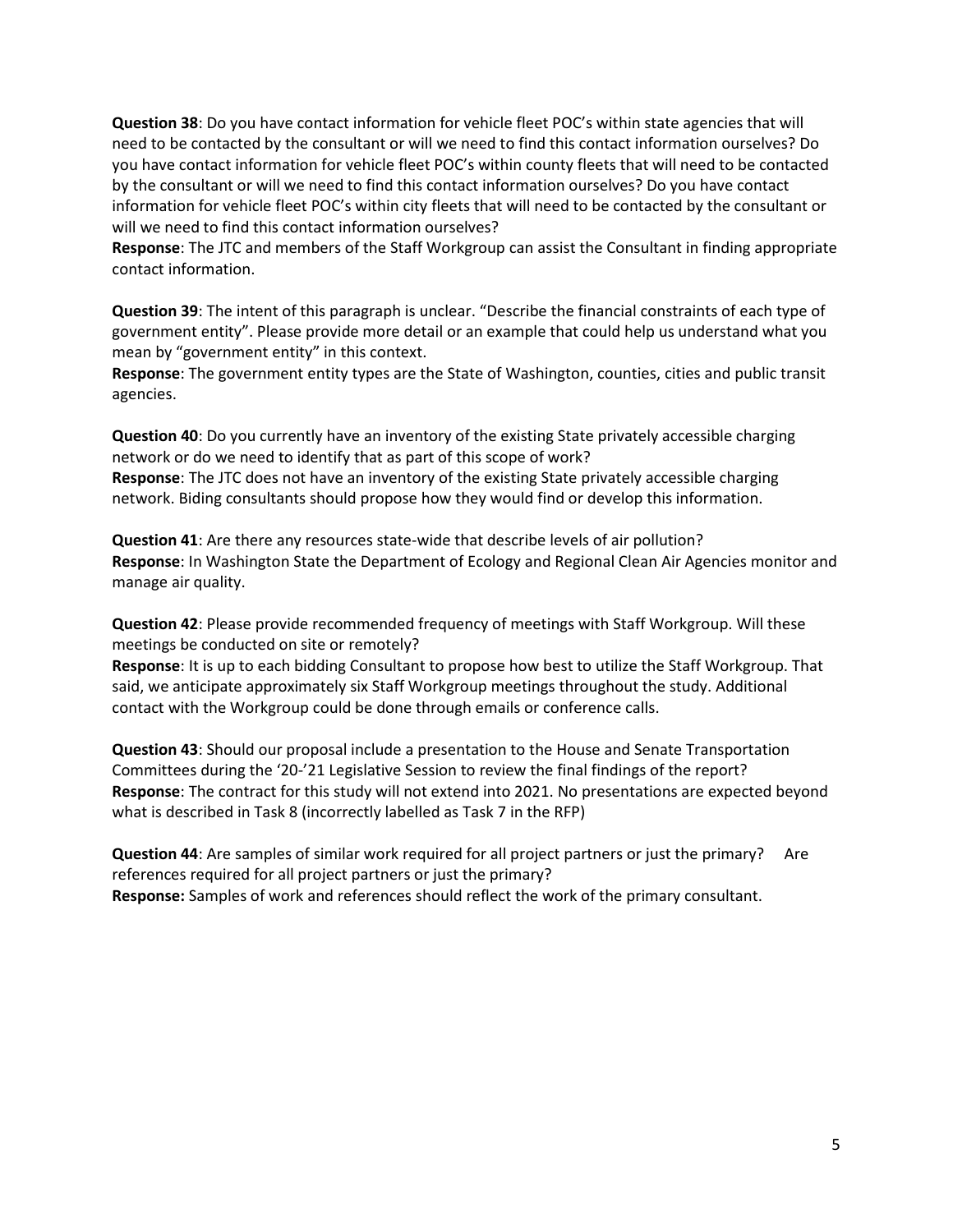**Question 38**: Do you have contact information for vehicle fleet POC's within state agencies that will need to be contacted by the consultant or will we need to find this contact information ourselves? Do you have contact information for vehicle fleet POC's within county fleets that will need to be contacted by the consultant or will we need to find this contact information ourselves? Do you have contact information for vehicle fleet POC's within city fleets that will need to be contacted by the consultant or will we need to find this contact information ourselves?
**Response**: The JTC and members of the Staff Workgroup can assist the Consultant in finding appropriate contact information.

**Question 39**: The intent of this paragraph is unclear. "Describe the financial constraints of each type of government entity". Please provide more detail or an example that could help us understand what you mean by "government entity" in this context.
**Response**: The government entity types are the State of Washington, counties, cities and public transit agencies.

**Question 40**: Do you currently have an inventory of the existing State privately accessible charging network or do we need to identify that as part of this scope of work?
**Response**: The JTC does not have an inventory of the existing State privately accessible charging network. Biding consultants should propose how they would find or develop this information.

**Question 41**: Are there any resources state-wide that describe levels of air pollution?
**Response**: In Washington State the Department of Ecology and Regional Clean Air Agencies monitor and manage air quality.

**Question 42**: Please provide recommended frequency of meetings with Staff Workgroup. Will these meetings be conducted on site or remotely?
**Response**: It is up to each bidding Consultant to propose how best to utilize the Staff Workgroup. That said, we anticipate approximately six Staff Workgroup meetings throughout the study. Additional contact with the Workgroup could be done through emails or conference calls.

**Question 43**: Should our proposal include a presentation to the House and Senate Transportation Committees during the '20-'21 Legislative Session to review the final findings of the report?
**Response**: The contract for this study will not extend into 2021. No presentations are expected beyond what is described in Task 8 (incorrectly labelled as Task 7 in the RFP)

**Question 44**: Are samples of similar work required for all project partners or just the primary? Are references required for all project partners or just the primary?
**Response:** Samples of work and references should reflect the work of the primary consultant.